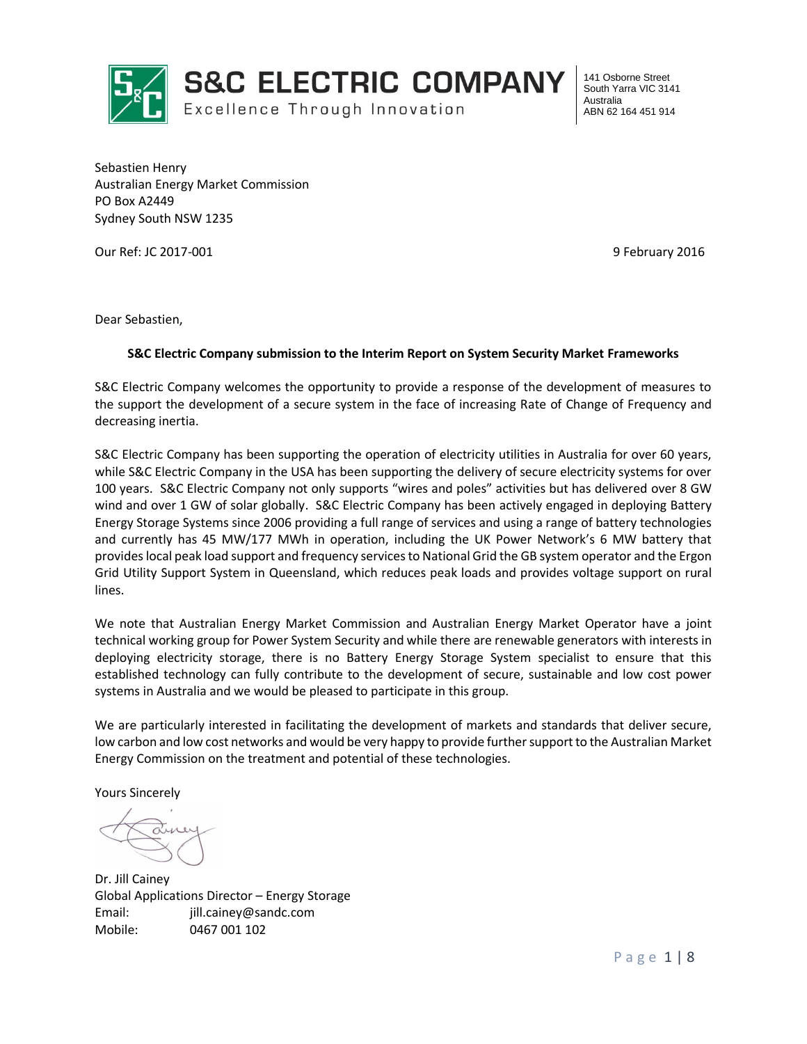**S&C ELECTRIC COMPANY**
Excellence Through Innovation

141 Osborne Street
South Yarra VIC 3141
Australia
ABN 62 164 451 914

Sebastien Henry
Australian Energy Market Commission
PO Box A2449
Sydney South NSW 1235

Our Ref: JC 2017-001

9 February 2016

Dear Sebastien,

**S&C Electric Company submission to the Interim Report on System Security Market Frameworks**

S&C Electric Company welcomes the opportunity to provide a response of the development of measures to the support the development of a secure system in the face of increasing Rate of Change of Frequency and decreasing inertia.

S&C Electric Company has been supporting the operation of electricity utilities in Australia for over 60 years, while S&C Electric Company in the USA has been supporting the delivery of secure electricity systems for over 100 years. S&C Electric Company not only supports "wires and poles" activities but has delivered over 8 GW wind and over 1 GW of solar globally. S&C Electric Company has been actively engaged in deploying Battery Energy Storage Systems since 2006 providing a full range of services and using a range of battery technologies and currently has 45 MW/177 MWh in operation, including the UK Power Network's 6 MW battery that provides local peak load support and frequency services to National Grid the GB system operator and the Ergon Grid Utility Support System in Queensland, which reduces peak loads and provides voltage support on rural lines.

We note that Australian Energy Market Commission and Australian Energy Market Operator have a joint technical working group for Power System Security and while there are renewable generators with interests in deploying electricity storage, there is no Battery Energy Storage System specialist to ensure that this established technology can fully contribute to the development of secure, sustainable and low cost power systems in Australia and we would be pleased to participate in this group.

We are particularly interested in facilitating the development of markets and standards that deliver secure, low carbon and low cost networks and would be very happy to provide further support to the Australian Market Energy Commission on the treatment and potential of these technologies.

Yours Sincerely

Dr. Jill Cainey
Global Applications Director – Energy Storage
Email: jill.cainey@sandc.com
Mobile: 0467 001 102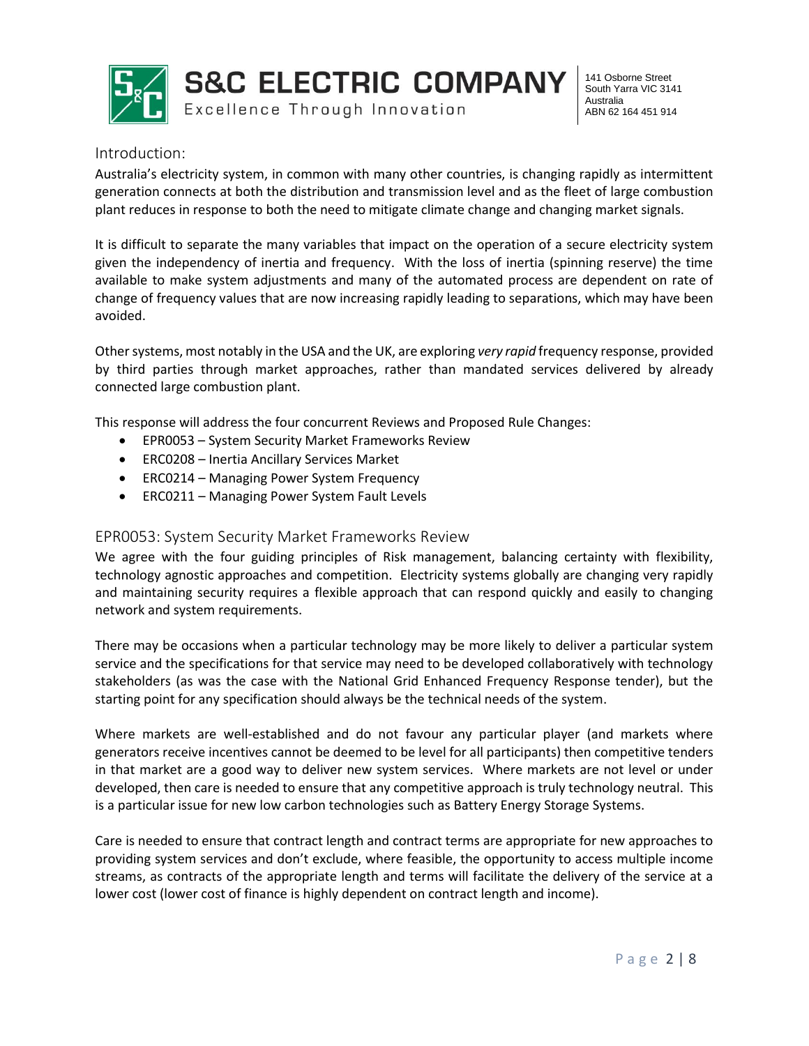## Introduction:

Australia's electricity system, in common with many other countries, is changing rapidly as intermittent generation connects at both the distribution and transmission level and as the fleet of large combustion plant reduces in response to both the need to mitigate climate change and changing market signals.

It is difficult to separate the many variables that impact on the operation of a secure electricity system given the independency of inertia and frequency. With the loss of inertia (spinning reserve) the time available to make system adjustments and many of the automated process are dependent on rate of change of frequency values that are now increasing rapidly leading to separations, which may have been avoided.

Other systems, most notably in the USA and the UK, are exploring *very rapid* frequency response, provided by third parties through market approaches, rather than mandated services delivered by already connected large combustion plant.

This response will address the four concurrent Reviews and Proposed Rule Changes:

- EPR0053 – System Security Market Frameworks Review
- ERC0208 – Inertia Ancillary Services Market
- ERC0214 – Managing Power System Frequency
- ERC0211 – Managing Power System Fault Levels

## EPR0053: System Security Market Frameworks Review

We agree with the four guiding principles of Risk management, balancing certainty with flexibility, technology agnostic approaches and competition. Electricity systems globally are changing very rapidly and maintaining security requires a flexible approach that can respond quickly and easily to changing network and system requirements.

There may be occasions when a particular technology may be more likely to deliver a particular system service and the specifications for that service may need to be developed collaboratively with technology stakeholders (as was the case with the National Grid Enhanced Frequency Response tender), but the starting point for any specification should always be the technical needs of the system.

Where markets are well-established and do not favour any particular player (and markets where generators receive incentives cannot be deemed to be level for all participants) then competitive tenders in that market are a good way to deliver new system services. Where markets are not level or under developed, then care is needed to ensure that any competitive approach is truly technology neutral. This is a particular issue for new low carbon technologies such as Battery Energy Storage Systems.

Care is needed to ensure that contract length and contract terms are appropriate for new approaches to providing system services and don't exclude, where feasible, the opportunity to access multiple income streams, as contracts of the appropriate length and terms will facilitate the delivery of the service at a lower cost (lower cost of finance is highly dependent on contract length and income).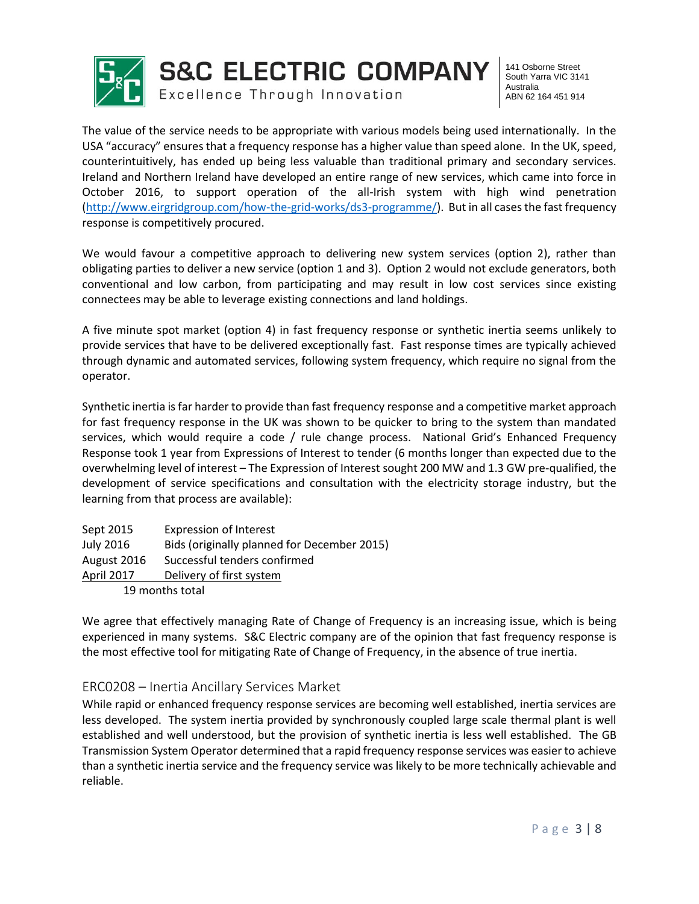The value of the service needs to be appropriate with various models being used internationally. In the USA "accuracy" ensures that a frequency response has a higher value than speed alone. In the UK, speed, counterintuitively, has ended up being less valuable than traditional primary and secondary services. Ireland and Northern Ireland have developed an entire range of new services, which came into force in October 2016, to support operation of the all-Irish system with high wind penetration (http://www.eirgridgroup.com/how-the-grid-works/ds3-programme/). But in all cases the fast frequency response is competitively procured.

We would favour a competitive approach to delivering new system services (option 2), rather than obligating parties to deliver a new service (option 1 and 3). Option 2 would not exclude generators, both conventional and low carbon, from participating and may result in low cost services since existing connectees may be able to leverage existing connections and land holdings.

A five minute spot market (option 4) in fast frequency response or synthetic inertia seems unlikely to provide services that have to be delivered exceptionally fast. Fast response times are typically achieved through dynamic and automated services, following system frequency, which require no signal from the operator.

Synthetic inertia is far harder to provide than fast frequency response and a competitive market approach for fast frequency response in the UK was shown to be quicker to bring to the system than mandated services, which would require a code / rule change process. National Grid's Enhanced Frequency Response took 1 year from Expressions of Interest to tender (6 months longer than expected due to the overwhelming level of interest – The Expression of Interest sought 200 MW and 1.3 GW pre-qualified, the development of service specifications and consultation with the electricity storage industry, but the learning from that process are available):

| | |
|---|---|
| Sept 2015 | Expression of Interest |
| July 2016 | Bids (originally planned for December 2015) |
| August 2016 | Successful tenders confirmed |
| April 2017 | Delivery of first system |
| 19 months total | |

We agree that effectively managing Rate of Change of Frequency is an increasing issue, which is being experienced in many systems. S&C Electric company are of the opinion that fast frequency response is the most effective tool for mitigating Rate of Change of Frequency, in the absence of true inertia.

## ERC0208 – Inertia Ancillary Services Market

While rapid or enhanced frequency response services are becoming well established, inertia services are less developed. The system inertia provided by synchronously coupled large scale thermal plant is well established and well understood, but the provision of synthetic inertia is less well established. The GB Transmission System Operator determined that a rapid frequency response services was easier to achieve than a synthetic inertia service and the frequency service was likely to be more technically achievable and reliable.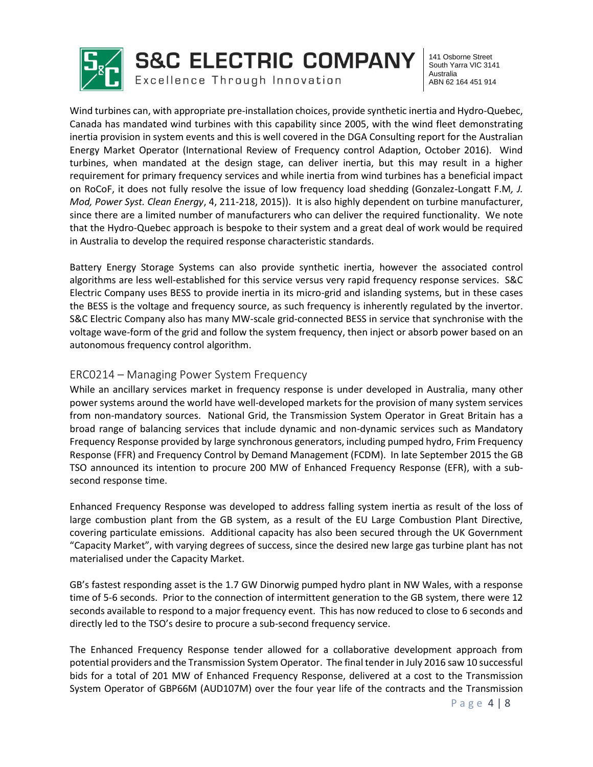Wind turbines can, with appropriate pre-installation choices, provide synthetic inertia and Hydro-Quebec, Canada has mandated wind turbines with this capability since 2005, with the wind fleet demonstrating inertia provision in system events and this is well covered in the DGA Consulting report for the Australian Energy Market Operator (International Review of Frequency control Adaption, October 2016). Wind turbines, when mandated at the design stage, can deliver inertia, but this may result in a higher requirement for primary frequency services and while inertia from wind turbines has a beneficial impact on RoCoF, it does not fully resolve the issue of low frequency load shedding (Gonzalez-Longatt F.M*, J. Mod, Power Syst. Clean Energy*, 4, 211-218, 2015)). It is also highly dependent on turbine manufacturer, since there are a limited number of manufacturers who can deliver the required functionality. We note that the Hydro-Quebec approach is bespoke to their system and a great deal of work would be required in Australia to develop the required response characteristic standards.

Battery Energy Storage Systems can also provide synthetic inertia, however the associated control algorithms are less well-established for this service versus very rapid frequency response services. S&C Electric Company uses BESS to provide inertia in its micro-grid and islanding systems, but in these cases the BESS is the voltage and frequency source, as such frequency is inherently regulated by the invertor. S&C Electric Company also has many MW-scale grid-connected BESS in service that synchronise with the voltage wave-form of the grid and follow the system frequency, then inject or absorb power based on an autonomous frequency control algorithm.

## ERC0214 – Managing Power System Frequency

While an ancillary services market in frequency response is under developed in Australia, many other power systems around the world have well-developed markets for the provision of many system services from non-mandatory sources. National Grid, the Transmission System Operator in Great Britain has a broad range of balancing services that include dynamic and non-dynamic services such as Mandatory Frequency Response provided by large synchronous generators, including pumped hydro, Frim Frequency Response (FFR) and Frequency Control by Demand Management (FCDM). In late September 2015 the GB TSO announced its intention to procure 200 MW of Enhanced Frequency Response (EFR), with a sub-second response time.

Enhanced Frequency Response was developed to address falling system inertia as result of the loss of large combustion plant from the GB system, as a result of the EU Large Combustion Plant Directive, covering particulate emissions. Additional capacity has also been secured through the UK Government "Capacity Market", with varying degrees of success, since the desired new large gas turbine plant has not materialised under the Capacity Market.

GB's fastest responding asset is the 1.7 GW Dinorwig pumped hydro plant in NW Wales, with a response time of 5-6 seconds. Prior to the connection of intermittent generation to the GB system, there were 12 seconds available to respond to a major frequency event. This has now reduced to close to 6 seconds and directly led to the TSO's desire to procure a sub-second frequency service.

The Enhanced Frequency Response tender allowed for a collaborative development approach from potential providers and the Transmission System Operator. The final tender in July 2016 saw 10 successful bids for a total of 201 MW of Enhanced Frequency Response, delivered at a cost to the Transmission System Operator of GBP66M (AUD107M) over the four year life of the contracts and the Transmission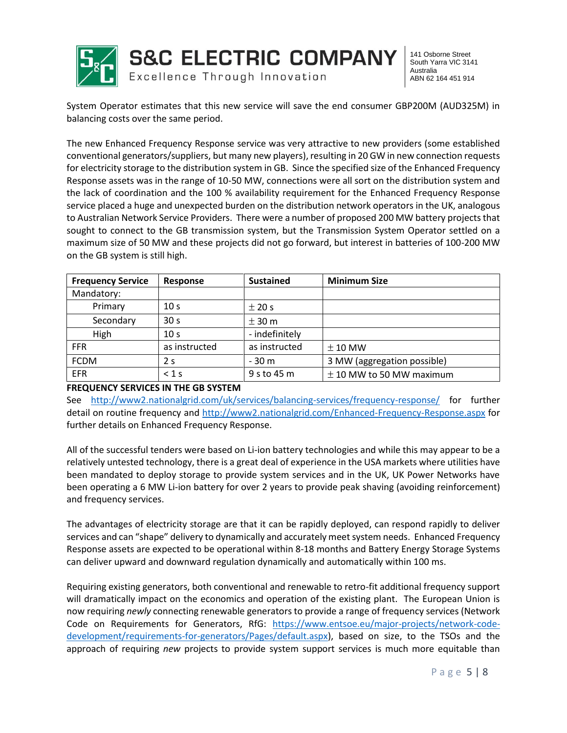System Operator estimates that this new service will save the end consumer GBP200M (AUD325M) in balancing costs over the same period.

The new Enhanced Frequency Response service was very attractive to new providers (some established conventional generators/suppliers, but many new players), resulting in 20 GW in new connection requests for electricity storage to the distribution system in GB. Since the specified size of the Enhanced Frequency Response assets was in the range of 10-50 MW, connections were all sort on the distribution system and the lack of coordination and the 100 % availability requirement for the Enhanced Frequency Response service placed a huge and unexpected burden on the distribution network operators in the UK, analogous to Australian Network Service Providers. There were a number of proposed 200 MW battery projects that sought to connect to the GB transmission system, but the Transmission System Operator settled on a maximum size of 50 MW and these projects did not go forward, but interest in batteries of 100-200 MW on the GB system is still high.

| Frequency Service | Response | Sustained | Minimum Size |
| --- | --- | --- | --- |
| Mandatory: | | | |
| Primary | 10 s | ± 20 s | |
| Secondary | 30 s | ± 30 m | |
| High | 10 s | - indefinitely | |
| FFR | as instructed | as instructed | ± 10 MW |
| FCDM | 2 s | - 30 m | 3 MW (aggregation possible) |
| EFR | < 1 s | 9 s to 45 m | ± 10 MW to 50 MW maximum |

**FREQUENCY SERVICES IN THE GB SYSTEM**

See http://www2.nationalgrid.com/uk/services/balancing-services/frequency-response/ for further detail on routine frequency and http://www2.nationalgrid.com/Enhanced-Frequency-Response.aspx for further details on Enhanced Frequency Response.

All of the successful tenders were based on Li-ion battery technologies and while this may appear to be a relatively untested technology, there is a great deal of experience in the USA markets where utilities have been mandated to deploy storage to provide system services and in the UK, UK Power Networks have been operating a 6 MW Li-ion battery for over 2 years to provide peak shaving (avoiding reinforcement) and frequency services.

The advantages of electricity storage are that it can be rapidly deployed, can respond rapidly to deliver services and can "shape" delivery to dynamically and accurately meet system needs. Enhanced Frequency Response assets are expected to be operational within 8-18 months and Battery Energy Storage Systems can deliver upward and downward regulation dynamically and automatically within 100 ms.

Requiring existing generators, both conventional and renewable to retro-fit additional frequency support will dramatically impact on the economics and operation of the existing plant. The European Union is now requiring *newly* connecting renewable generators to provide a range of frequency services (Network Code on Requirements for Generators, RfG: https://www.entsoe.eu/major-projects/network-code-development/requirements-for-generators/Pages/default.aspx), based on size, to the TSOs and the approach of requiring *new* projects to provide system support services is much more equitable than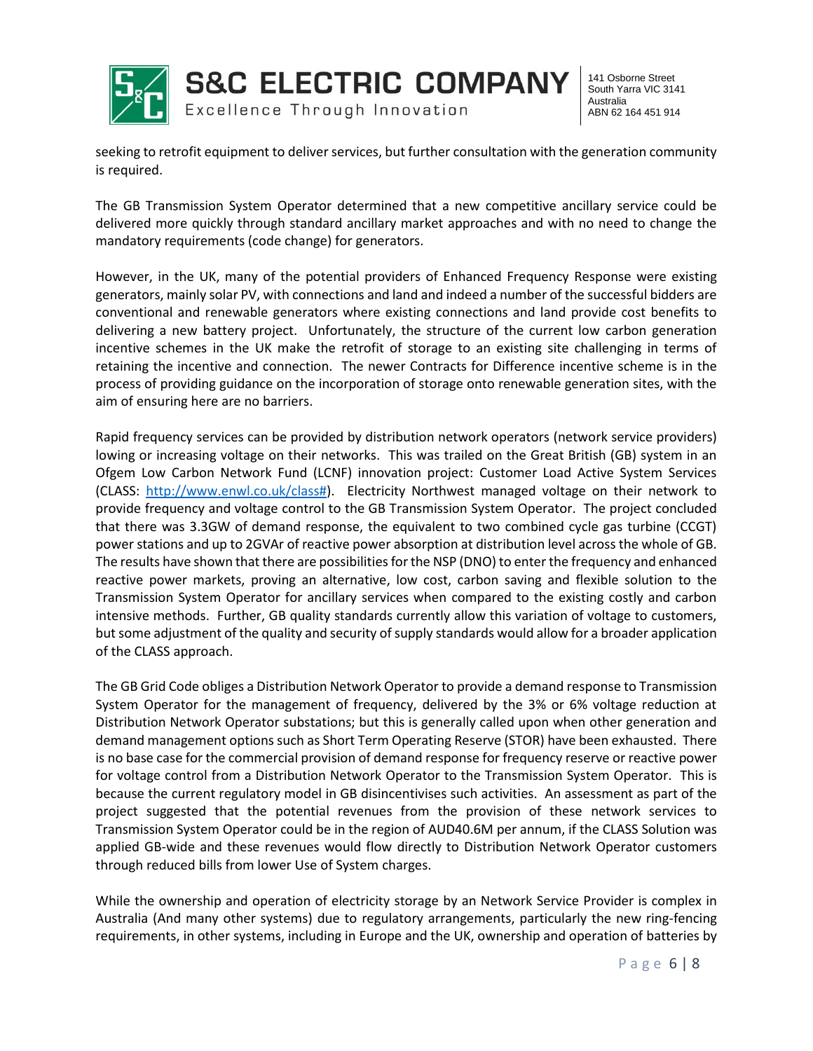seeking to retrofit equipment to deliver services, but further consultation with the generation community is required.

The GB Transmission System Operator determined that a new competitive ancillary service could be delivered more quickly through standard ancillary market approaches and with no need to change the mandatory requirements (code change) for generators.

However, in the UK, many of the potential providers of Enhanced Frequency Response were existing generators, mainly solar PV, with connections and land and indeed a number of the successful bidders are conventional and renewable generators where existing connections and land provide cost benefits to delivering a new battery project. Unfortunately, the structure of the current low carbon generation incentive schemes in the UK make the retrofit of storage to an existing site challenging in terms of retaining the incentive and connection. The newer Contracts for Difference incentive scheme is in the process of providing guidance on the incorporation of storage onto renewable generation sites, with the aim of ensuring here are no barriers.

Rapid frequency services can be provided by distribution network operators (network service providers) lowing or increasing voltage on their networks. This was trailed on the Great British (GB) system in an Ofgem Low Carbon Network Fund (LCNF) innovation project: Customer Load Active System Services (CLASS: [http://www.enwl.co.uk/class#](http://www.enwl.co.uk/class#)). Electricity Northwest managed voltage on their network to provide frequency and voltage control to the GB Transmission System Operator. The project concluded that there was 3.3GW of demand response, the equivalent to two combined cycle gas turbine (CCGT) power stations and up to 2GVAr of reactive power absorption at distribution level across the whole of GB. The results have shown that there are possibilities for the NSP (DNO) to enter the frequency and enhanced reactive power markets, proving an alternative, low cost, carbon saving and flexible solution to the Transmission System Operator for ancillary services when compared to the existing costly and carbon intensive methods. Further, GB quality standards currently allow this variation of voltage to customers, but some adjustment of the quality and security of supply standards would allow for a broader application of the CLASS approach.

The GB Grid Code obliges a Distribution Network Operator to provide a demand response to Transmission System Operator for the management of frequency, delivered by the 3% or 6% voltage reduction at Distribution Network Operator substations; but this is generally called upon when other generation and demand management options such as Short Term Operating Reserve (STOR) have been exhausted. There is no base case for the commercial provision of demand response for frequency reserve or reactive power for voltage control from a Distribution Network Operator to the Transmission System Operator. This is because the current regulatory model in GB disincentivises such activities. An assessment as part of the project suggested that the potential revenues from the provision of these network services to Transmission System Operator could be in the region of AUD40.6M per annum, if the CLASS Solution was applied GB-wide and these revenues would flow directly to Distribution Network Operator customers through reduced bills from lower Use of System charges.

While the ownership and operation of electricity storage by an Network Service Provider is complex in Australia (And many other systems) due to regulatory arrangements, particularly the new ring-fencing requirements, in other systems, including in Europe and the UK, ownership and operation of batteries by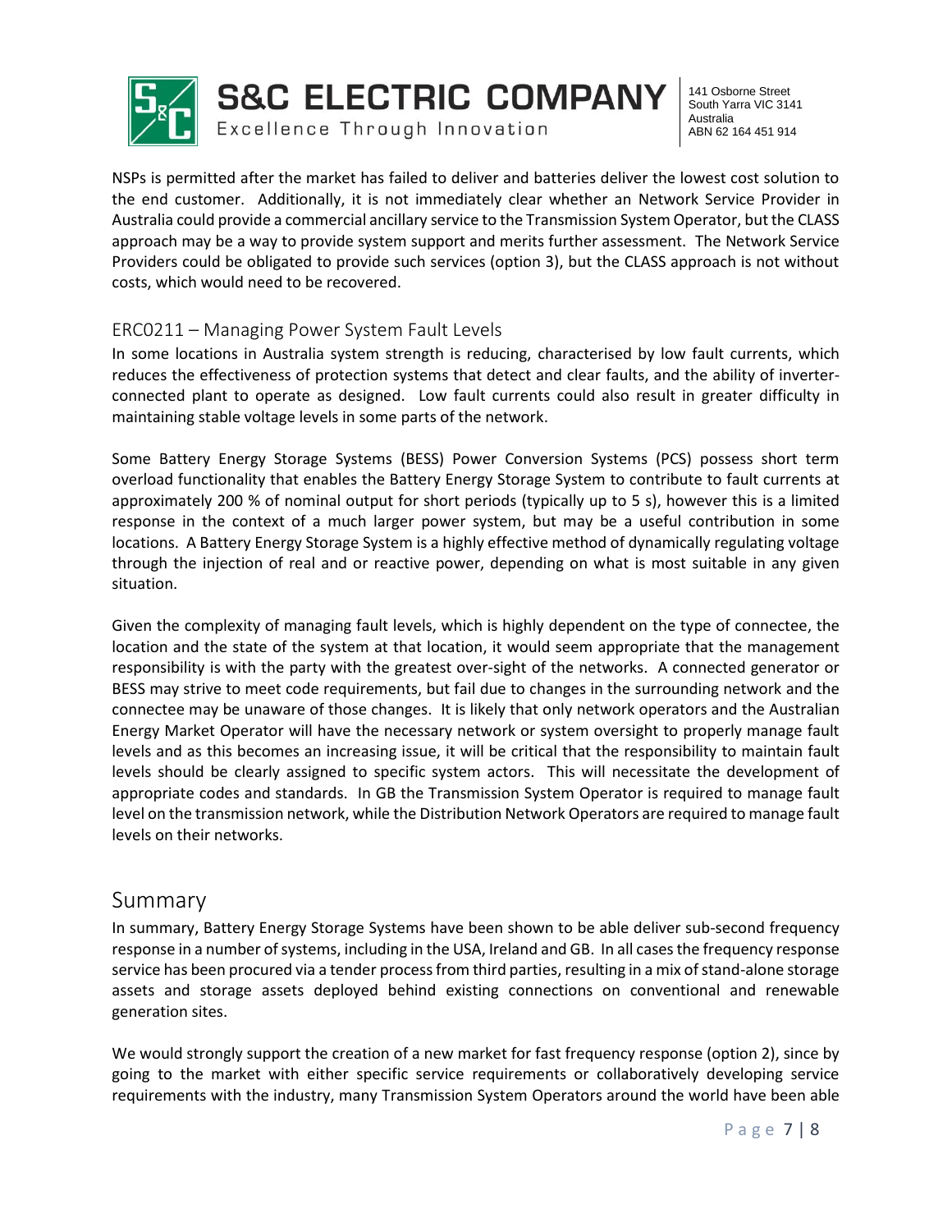NSPs is permitted after the market has failed to deliver and batteries deliver the lowest cost solution to the end customer. Additionally, it is not immediately clear whether an Network Service Provider in Australia could provide a commercial ancillary service to the Transmission System Operator, but the CLASS approach may be a way to provide system support and merits further assessment. The Network Service Providers could be obligated to provide such services (option 3), but the CLASS approach is not without costs, which would need to be recovered.

### ERC0211 – Managing Power System Fault Levels

In some locations in Australia system strength is reducing, characterised by low fault currents, which reduces the effectiveness of protection systems that detect and clear faults, and the ability of inverter-connected plant to operate as designed. Low fault currents could also result in greater difficulty in maintaining stable voltage levels in some parts of the network.

Some Battery Energy Storage Systems (BESS) Power Conversion Systems (PCS) possess short term overload functionality that enables the Battery Energy Storage System to contribute to fault currents at approximately 200 % of nominal output for short periods (typically up to 5 s), however this is a limited response in the context of a much larger power system, but may be a useful contribution in some locations. A Battery Energy Storage System is a highly effective method of dynamically regulating voltage through the injection of real and or reactive power, depending on what is most suitable in any given situation.

Given the complexity of managing fault levels, which is highly dependent on the type of connectee, the location and the state of the system at that location, it would seem appropriate that the management responsibility is with the party with the greatest over-sight of the networks. A connected generator or BESS may strive to meet code requirements, but fail due to changes in the surrounding network and the connectee may be unaware of those changes. It is likely that only network operators and the Australian Energy Market Operator will have the necessary network or system oversight to properly manage fault levels and as this becomes an increasing issue, it will be critical that the responsibility to maintain fault levels should be clearly assigned to specific system actors. This will necessitate the development of appropriate codes and standards. In GB the Transmission System Operator is required to manage fault level on the transmission network, while the Distribution Network Operators are required to manage fault levels on their networks.

## Summary

In summary, Battery Energy Storage Systems have been shown to be able deliver sub-second frequency response in a number of systems, including in the USA, Ireland and GB. In all cases the frequency response service has been procured via a tender process from third parties, resulting in a mix of stand-alone storage assets and storage assets deployed behind existing connections on conventional and renewable generation sites.

We would strongly support the creation of a new market for fast frequency response (option 2), since by going to the market with either specific service requirements or collaboratively developing service requirements with the industry, many Transmission System Operators around the world have been able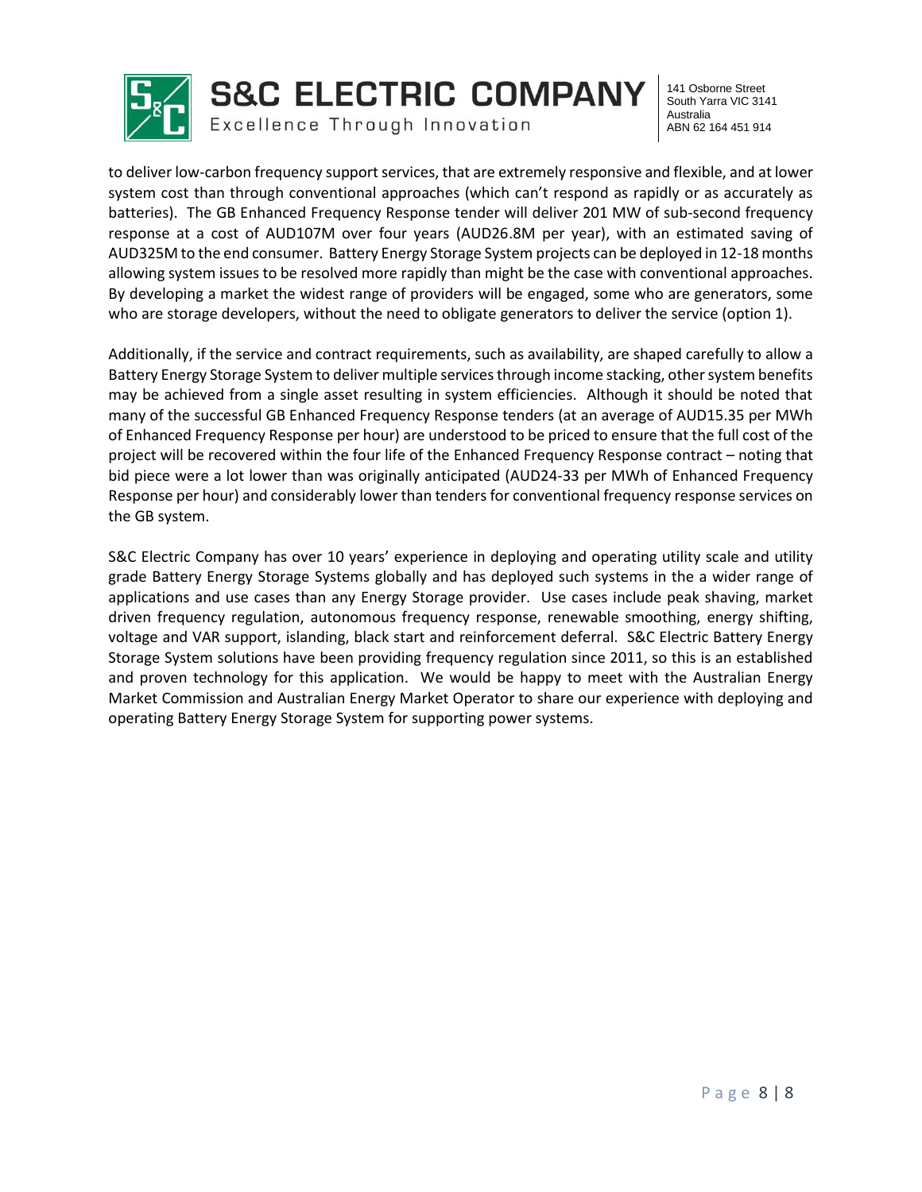to deliver low-carbon frequency support services, that are extremely responsive and flexible, and at lower system cost than through conventional approaches (which can't respond as rapidly or as accurately as batteries). The GB Enhanced Frequency Response tender will deliver 201 MW of sub-second frequency response at a cost of AUD107M over four years (AUD26.8M per year), with an estimated saving of AUD325M to the end consumer. Battery Energy Storage System projects can be deployed in 12-18 months allowing system issues to be resolved more rapidly than might be the case with conventional approaches. By developing a market the widest range of providers will be engaged, some who are generators, some who are storage developers, without the need to obligate generators to deliver the service (option 1).

Additionally, if the service and contract requirements, such as availability, are shaped carefully to allow a Battery Energy Storage System to deliver multiple services through income stacking, other system benefits may be achieved from a single asset resulting in system efficiencies. Although it should be noted that many of the successful GB Enhanced Frequency Response tenders (at an average of AUD15.35 per MWh of Enhanced Frequency Response per hour) are understood to be priced to ensure that the full cost of the project will be recovered within the four life of the Enhanced Frequency Response contract – noting that bid piece were a lot lower than was originally anticipated (AUD24-33 per MWh of Enhanced Frequency Response per hour) and considerably lower than tenders for conventional frequency response services on the GB system.

S&C Electric Company has over 10 years' experience in deploying and operating utility scale and utility grade Battery Energy Storage Systems globally and has deployed such systems in the a wider range of applications and use cases than any Energy Storage provider. Use cases include peak shaving, market driven frequency regulation, autonomous frequency response, renewable smoothing, energy shifting, voltage and VAR support, islanding, black start and reinforcement deferral. S&C Electric Battery Energy Storage System solutions have been providing frequency regulation since 2011, so this is an established and proven technology for this application. We would be happy to meet with the Australian Energy Market Commission and Australian Energy Market Operator to share our experience with deploying and operating Battery Energy Storage System for supporting power systems.